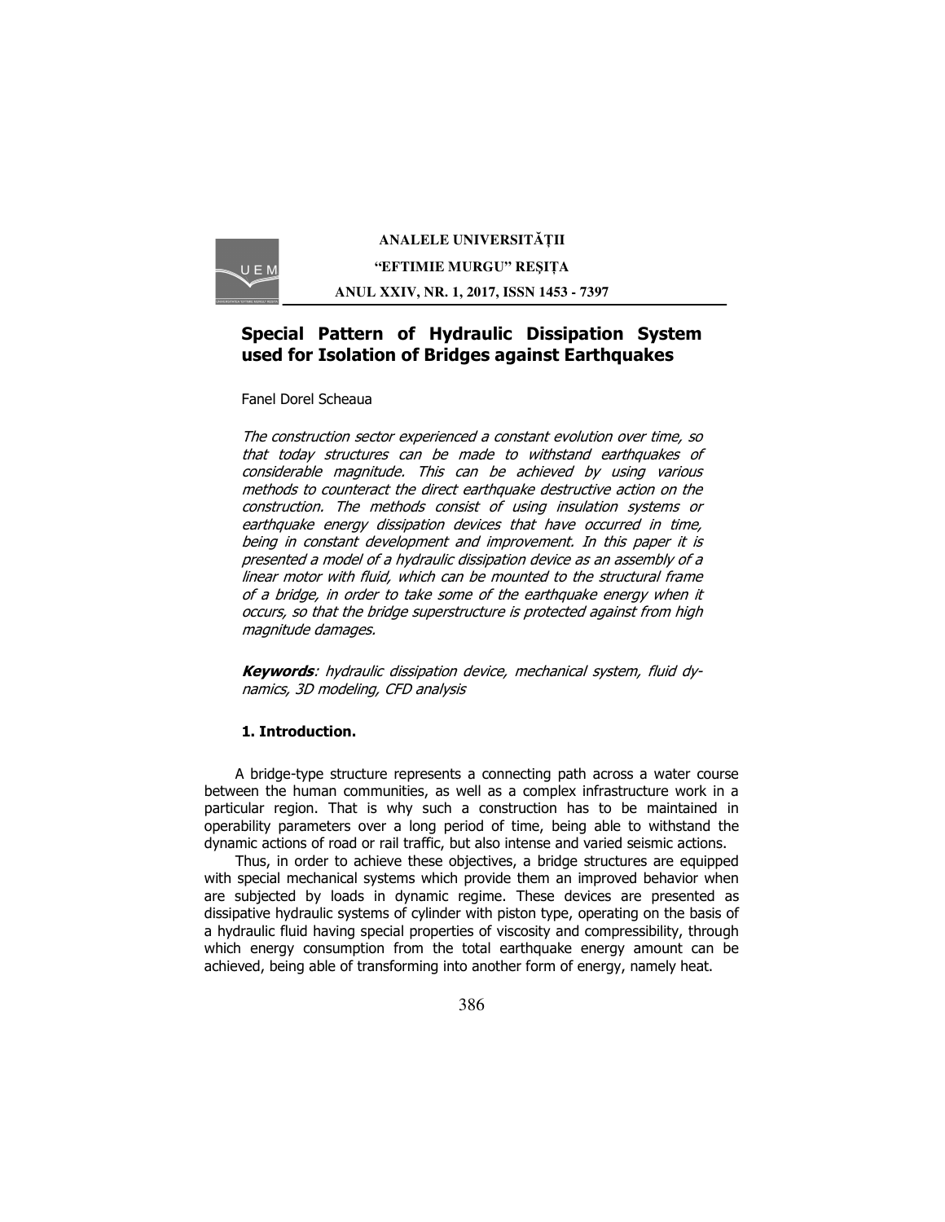# Special Pattern of Hydraulic Dissipation System used for Isolation of Bridges against Earthquakes

Fanel Dorel Scheaua

*The construction sector experienced a constant evolution over time, so that today structures can be made to withstand earthquakes of considerable magnitude. This can be achieved by using various methods to counteract the direct earthquake destructive action on the construction. The methods consist of using insulation systems or earthquake energy dissipation devices that have occurred in time, being in constant development and improvement. In this paper it is presented a model of a hydraulic dissipation device as an assembly of a linear motor with fluid, which can be mounted to the structural frame of a bridge, in order to take some of the earthquake energy when it occurs, so that the bridge superstructure is protected against from high magnitude damages.*

***Keywords**: hydraulic dissipation device, mechanical system, fluid dynamics, 3D modeling, CFD analysis*

## 1. Introduction.

A bridge-type structure represents a connecting path across a water course between the human communities, as well as a complex infrastructure work in a particular region. That is why such a construction has to be maintained in operability parameters over a long period of time, being able to withstand the dynamic actions of road or rail traffic, but also intense and varied seismic actions.

Thus, in order to achieve these objectives, a bridge structures are equipped with special mechanical systems which provide them an improved behavior when are subjected by loads in dynamic regime. These devices are presented as dissipative hydraulic systems of cylinder with piston type, operating on the basis of a hydraulic fluid having special properties of viscosity and compressibility, through which energy consumption from the total earthquake energy amount can be achieved, being able of transforming into another form of energy, namely heat.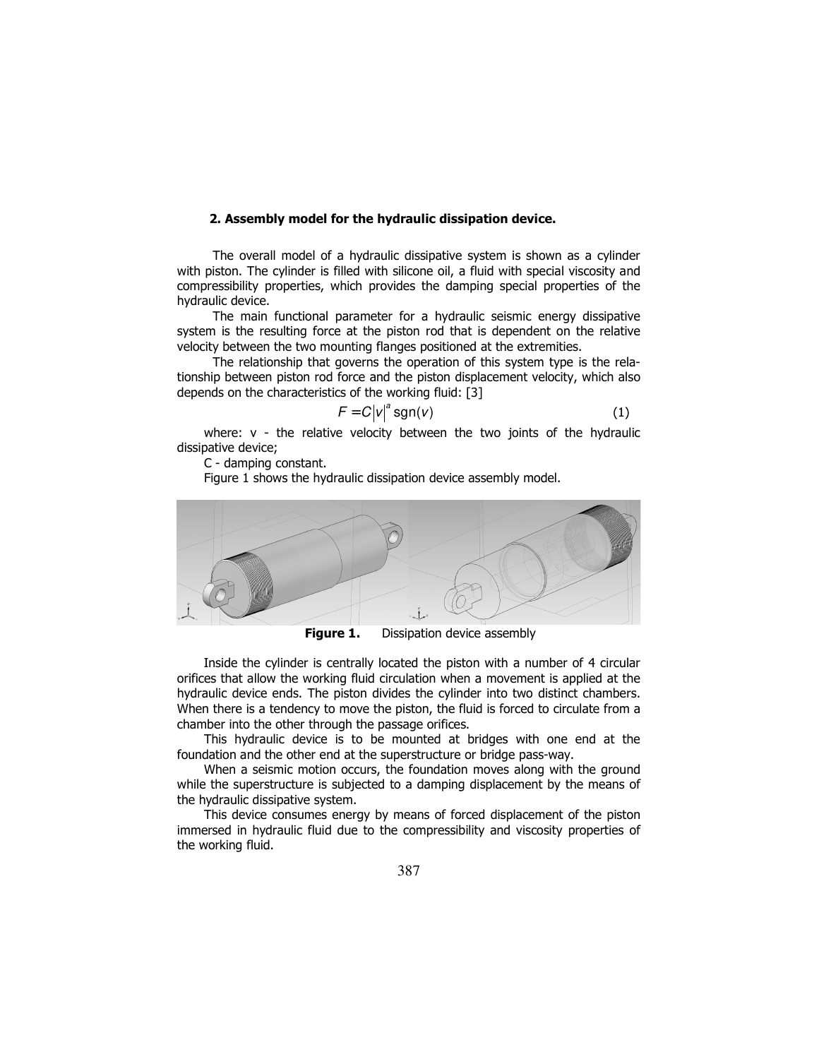## 2. Assembly model for the hydraulic dissipation device.

The overall model of a hydraulic dissipative system is shown as a cylinder with piston. The cylinder is filled with silicone oil, a fluid with special viscosity and compressibility properties, which provides the damping special properties of the hydraulic device.

The main functional parameter for a hydraulic seismic energy dissipative system is the resulting force at the piston rod that is dependent on the relative velocity between the two mounting flanges positioned at the extremities.

The relationship that governs the operation of this system type is the relationship between piston rod force and the piston displacement velocity, which also depends on the characteristics of the working fluid: [3]

$$F = C|v|^{a}\,\text{sgn}(v) \tag{1}$$

where: v - the relative velocity between the two joints of the hydraulic dissipative device;

C - damping constant.

Figure 1 shows the hydraulic dissipation device assembly model.

**Figure 1.** Dissipation device assembly

Inside the cylinder is centrally located the piston with a number of 4 circular orifices that allow the working fluid circulation when a movement is applied at the hydraulic device ends. The piston divides the cylinder into two distinct chambers. When there is a tendency to move the piston, the fluid is forced to circulate from a chamber into the other through the passage orifices.

This hydraulic device is to be mounted at bridges with one end at the foundation and the other end at the superstructure or bridge pass-way.

When a seismic motion occurs, the foundation moves along with the ground while the superstructure is subjected to a damping displacement by the means of the hydraulic dissipative system.

This device consumes energy by means of forced displacement of the piston immersed in hydraulic fluid due to the compressibility and viscosity properties of the working fluid.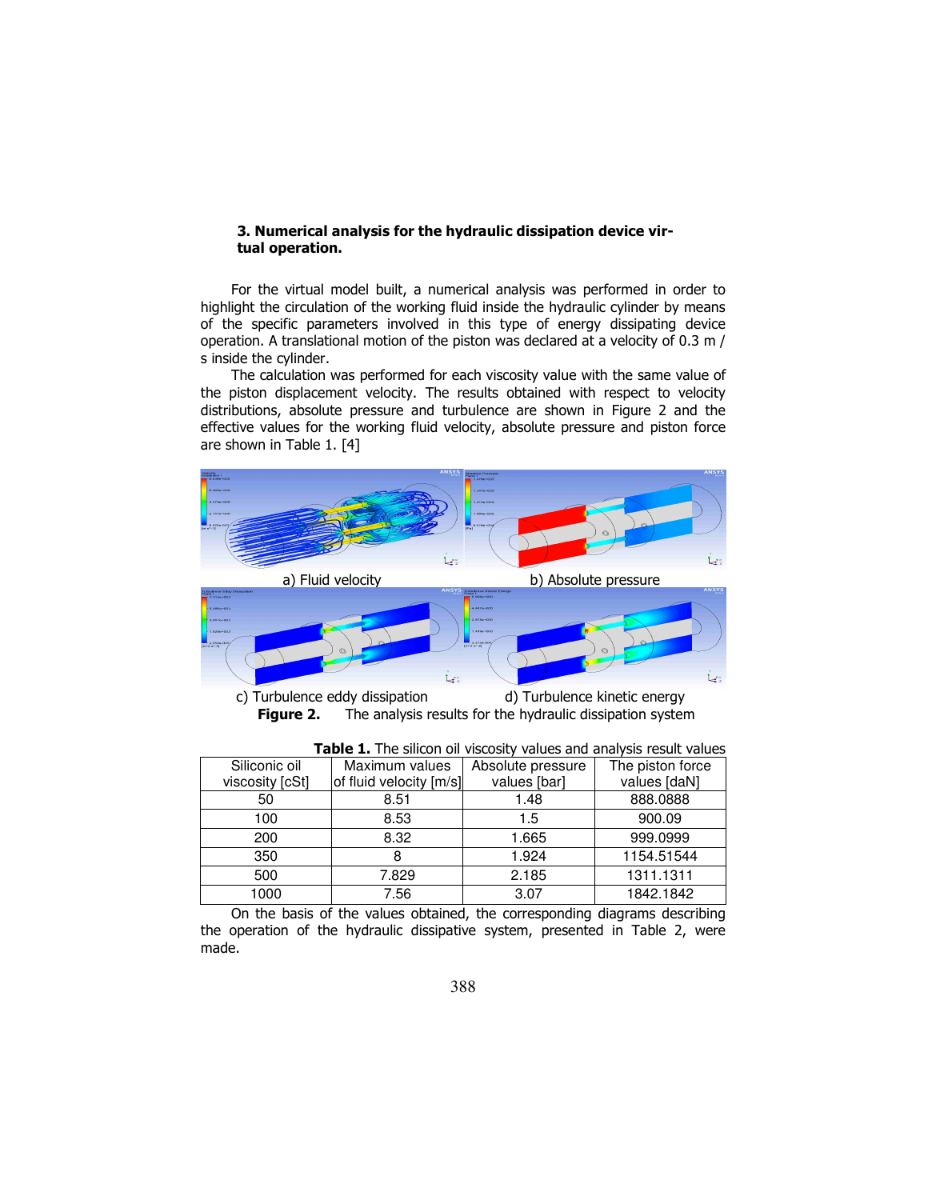### 3. Numerical analysis for the hydraulic dissipation device virtual operation.

For the virtual model built, a numerical analysis was performed in order to highlight the circulation of the working fluid inside the hydraulic cylinder by means of the specific parameters involved in this type of energy dissipating device operation. A translational motion of the piston was declared at a velocity of 0.3 m / s inside the cylinder.

The calculation was performed for each viscosity value with the same value of the piston displacement velocity. The results obtained with respect to velocity distributions, absolute pressure and turbulence are shown in Figure 2 and the effective values for the working fluid velocity, absolute pressure and piston force are shown in Table 1. [4]

a) Fluid velocity　　b) Absolute pressure

c) Turbulence eddy dissipation　　d) Turbulence kinetic energy

**Figure 2.** The analysis results for the hydraulic dissipation system

**Table 1.** The silicon oil viscosity values and analysis result values

| Siliconic oil viscosity [cSt] | Maximum values of fluid velocity [m/s] | Absolute pressure values [bar] | The piston force values [daN] |
|---|---|---|---|
| 50 | 8.51 | 1.48 | 888.0888 |
| 100 | 8.53 | 1.5 | 900.09 |
| 200 | 8.32 | 1.665 | 999.0999 |
| 350 | 8 | 1.924 | 1154.51544 |
| 500 | 7.829 | 2.185 | 1311.1311 |
| 1000 | 7.56 | 3.07 | 1842.1842 |

On the basis of the values obtained, the corresponding diagrams describing the operation of the hydraulic dissipative system, presented in Table 2, were made.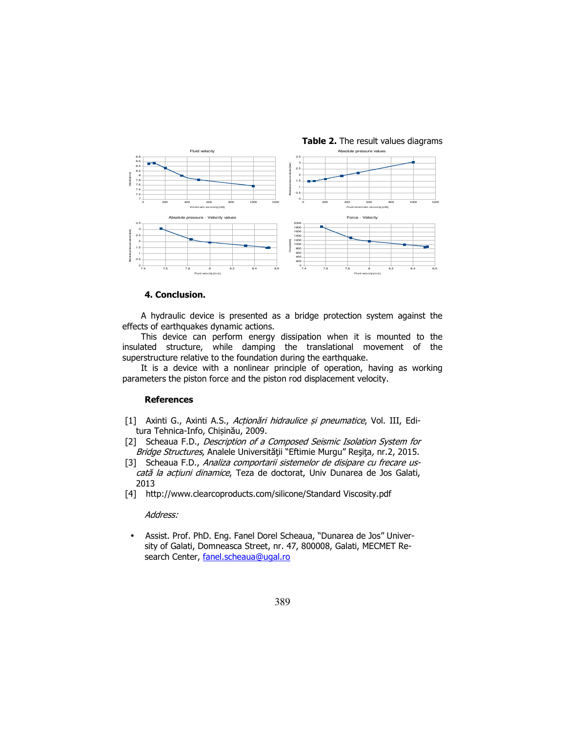**Table 2.** The result values diagrams

Fluid velocity

8.8
8.6
8.4
8.2
8
7.8
7.6
7.4
7.2
7

Velocity [m/s]

0 200 400 600 800 1000 1200

Kinematic viscosity [cSt]

Absolute pressure values

3.5
3
2.5
2
1.5
1
0.5
0

Absolute pressure values [bar]

0 200 400 600 800 1000 1200

Fluid kinematic viscosity [cSt]

Absolute pressure - Velocity values

3.5
3
2.5
2
1.5
1
0.5
0

Absolute pressure values [bar]

7.4 7.6 7.8 8 8.2 8.4 8.6

Fluid velocity [m/s]

Force - Velocity

2000
1800
1600
1400
1200
1000
800
600
400
200
0

Force [daN]

7.4 7.6 7.8 8 8.2 8.4 8.6

Fluid velocity [m/s]

## 4. Conclusion.

A hydraulic device is presented as a bridge protection system against the effects of earthquakes dynamic actions.

This device can perform energy dissipation when it is mounted to the insulated structure, while damping the translational movement of the superstructure relative to the foundation during the earthquake.

It is a device with a nonlinear principle of operation, having as working parameters the piston force and the piston rod displacement velocity.

## References

[1] Axinti G., Axinti A.S., *Acționări hidraulice și pneumatice*, Vol. III, Editura Tehnica-Info, Chișinău, 2009.

[2] Scheaua F.D., *Description of a Composed Seismic Isolation System for Bridge Structures*, Analele Universităţii "Eftimie Murgu" Reşiţa*,* nr.2, 2015.

[3] Scheaua F.D., *Analiza comportarii sistemelor de disipare cu frecare uscată la acțiuni dinamice*, Teza de doctorat, Univ Dunarea de Jos Galati, 2013

[4] http://www.clearcoproducts.com/silicone/Standard Viscosity.pdf

*Address:*

- Assist. Prof. PhD. Eng. Fanel Dorel Scheaua, "Dunarea de Jos" University of Galati, Domneasca Street, nr. 47, 800008, Galati, MECMET Research Center, fanel.scheaua@ugal.ro